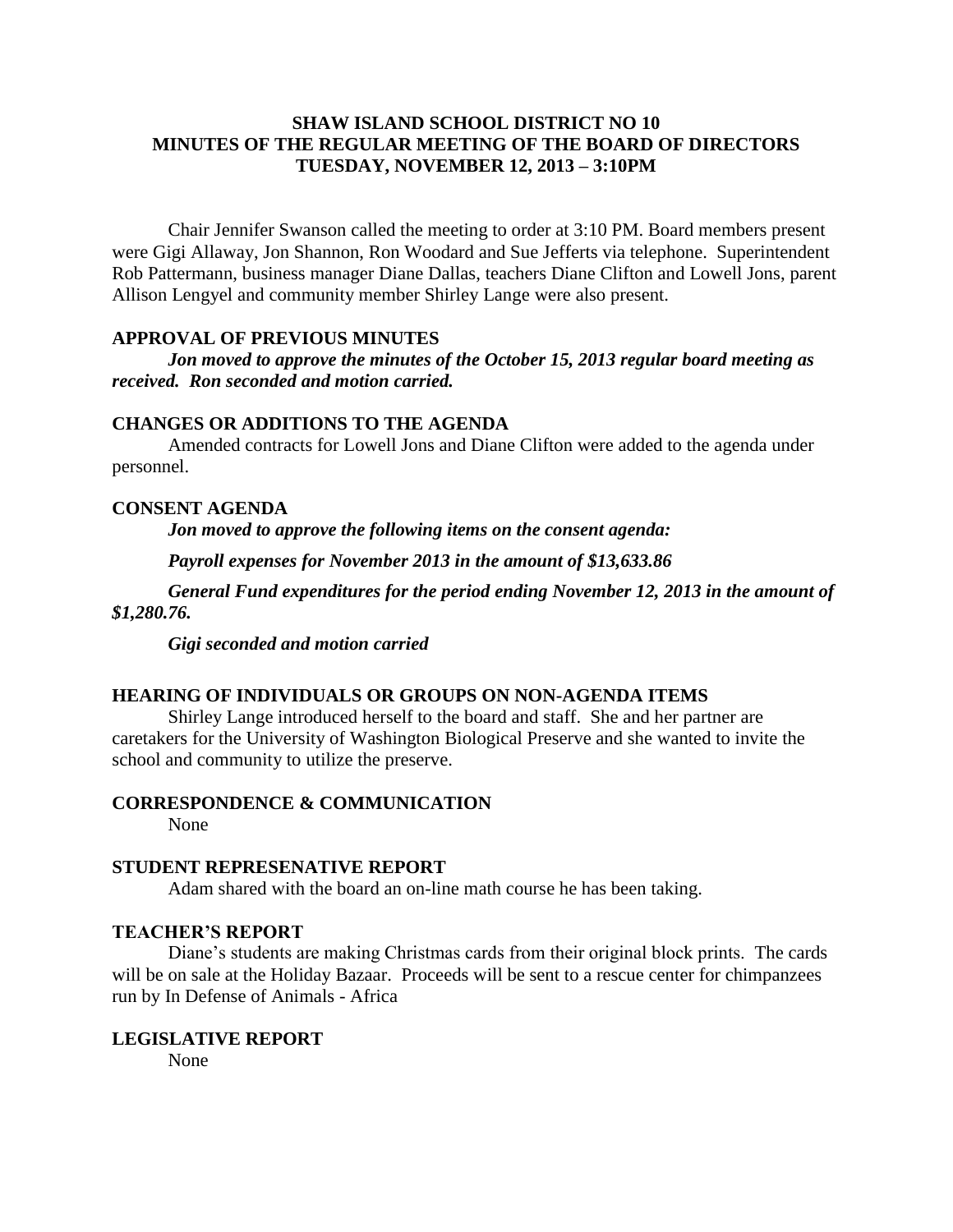# SHAW ISLAND SCHOOL DISTRICT NO 10
# MINUTES OF THE REGULAR MEETING OF THE BOARD OF DIRECTORS
# TUESDAY, NOVEMBER 12, 2013 – 3:10PM

Chair Jennifer Swanson called the meeting to order at 3:10 PM. Board members present were Gigi Allaway, Jon Shannon, Ron Woodard and Sue Jefferts via telephone. Superintendent Rob Pattermann, business manager Diane Dallas, teachers Diane Clifton and Lowell Jons, parent Allison Lengyel and community member Shirley Lange were also present.

## APPROVAL OF PREVIOUS MINUTES

***Jon moved to approve the minutes of the October 15, 2013 regular board meeting as received. Ron seconded and motion carried.***

## CHANGES OR ADDITIONS TO THE AGENDA

Amended contracts for Lowell Jons and Diane Clifton were added to the agenda under personnel.

## CONSENT AGENDA

***Jon moved to approve the following items on the consent agenda:***

***Payroll expenses for November 2013 in the amount of $13,633.86***

***General Fund expenditures for the period ending November 12, 2013 in the amount of $1,280.76.***

***Gigi seconded and motion carried***

## HEARING OF INDIVIDUALS OR GROUPS ON NON-AGENDA ITEMS

Shirley Lange introduced herself to the board and staff. She and her partner are caretakers for the University of Washington Biological Preserve and she wanted to invite the school and community to utilize the preserve.

## CORRESPONDENCE & COMMUNICATION

None

## STUDENT REPRESENATIVE REPORT

Adam shared with the board an on-line math course he has been taking.

## TEACHER'S REPORT

Diane's students are making Christmas cards from their original block prints. The cards will be on sale at the Holiday Bazaar. Proceeds will be sent to a rescue center for chimpanzees run by In Defense of Animals - Africa

## LEGISLATIVE REPORT

None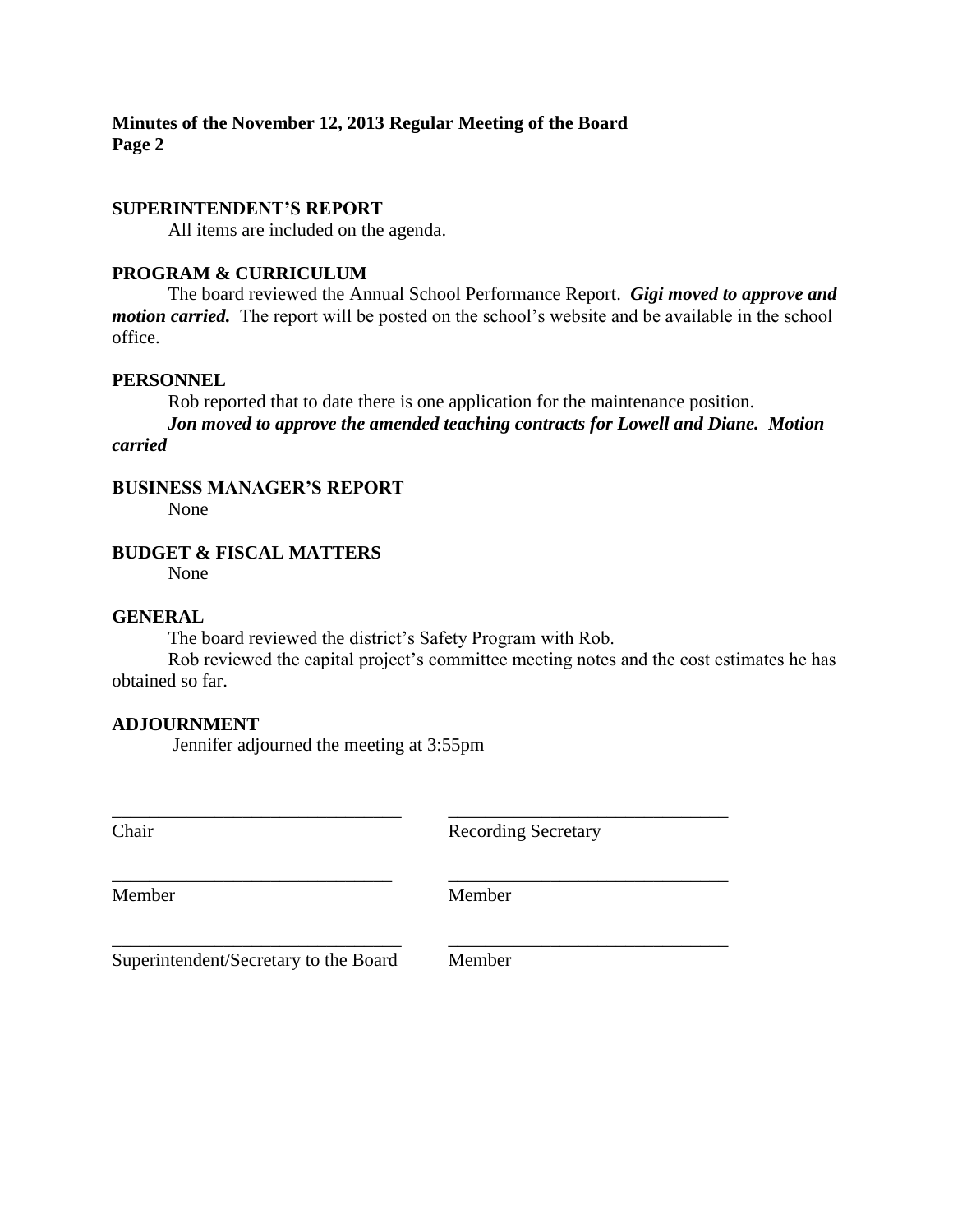**Minutes of the November 12, 2013 Regular Meeting of the Board**
**Page 2**

**SUPERINTENDENT'S REPORT**

All items are included on the agenda.

**PROGRAM & CURRICULUM**

The board reviewed the Annual School Performance Report. ***Gigi moved to approve and motion carried.*** The report will be posted on the school's website and be available in the school office.

**PERSONNEL**

Rob reported that to date there is one application for the maintenance position.

***Jon moved to approve the amended teaching contracts for Lowell and Diane. Motion carried***

**BUSINESS MANAGER'S REPORT**

None

**BUDGET & FISCAL MATTERS**

None

**GENERAL**

The board reviewed the district's Safety Program with Rob.

Rob reviewed the capital project's committee meeting notes and the cost estimates he has obtained so far.

**ADJOURNMENT**

Jennifer adjourned the meeting at 3:55pm

_______________________________ _______________________________
Chair Recording Secretary

_______________________________ _______________________________
Member Member

_______________________________ _______________________________
Superintendent/Secretary to the Board Member